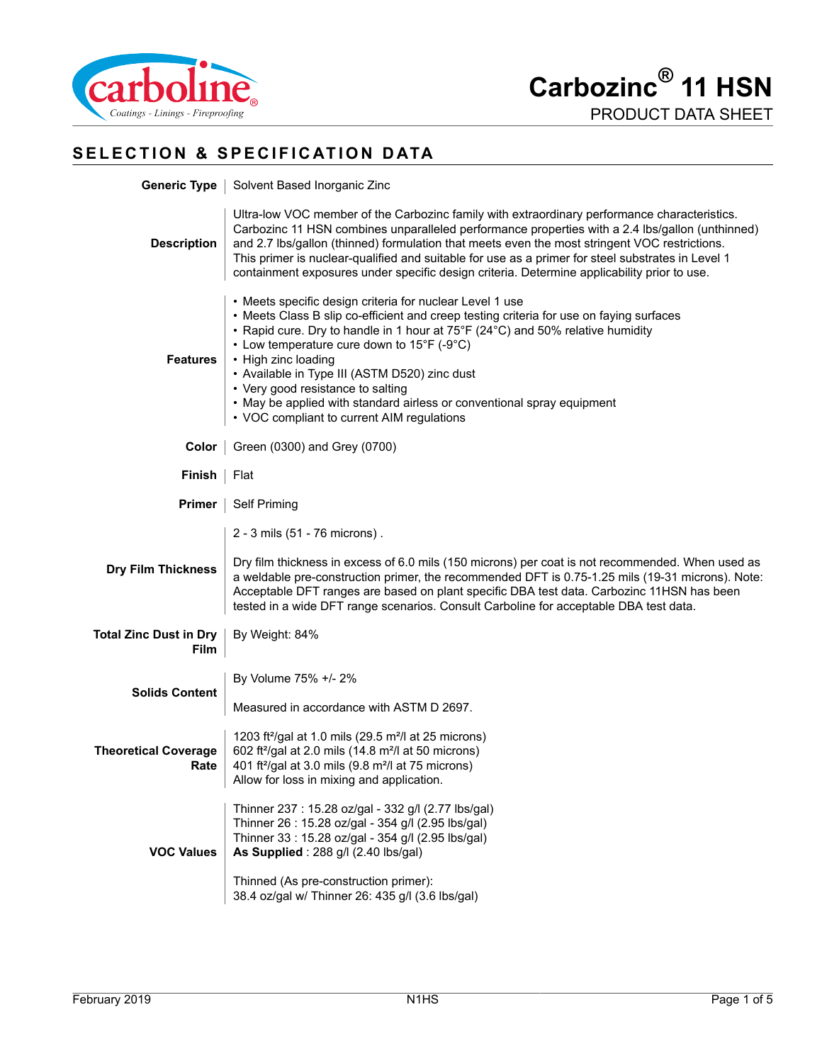# Carbozinc® 11 HSN

PRODUCT DATA SHEET

## SELECTION & SPECIFICATION DATA

**Generic Type**

Solvent Based Inorganic Zinc

**Description**

Ultra-low VOC member of the Carbozinc family with extraordinary performance characteristics. Carbozinc 11 HSN combines unparalleled performance properties with a 2.4 lbs/gallon (unthinned) and 2.7 lbs/gallon (thinned) formulation that meets even the most stringent VOC restrictions. This primer is nuclear-qualified and suitable for use as a primer for steel substrates in Level 1 containment exposures under specific design criteria. Determine applicability prior to use.

**Features**

- Meets specific design criteria for nuclear Level 1 use
- Meets Class B slip co-efficient and creep testing criteria for use on faying surfaces
- Rapid cure. Dry to handle in 1 hour at 75°F (24°C) and 50% relative humidity
- Low temperature cure down to 15°F (-9°C)
- High zinc loading
- Available in Type III (ASTM D520) zinc dust
- Very good resistance to salting
- May be applied with standard airless or conventional spray equipment
- VOC compliant to current AIM regulations

**Color**

Green (0300) and Grey (0700)

**Finish**

Flat

**Primer**

Self Priming

**Dry Film Thickness**

2 - 3 mils (51 - 76 microns) .

Dry film thickness in excess of 6.0 mils (150 microns) per coat is not recommended. When used as a weldable pre-construction primer, the recommended DFT is 0.75-1.25 mils (19-31 microns). Note: Acceptable DFT ranges are based on plant specific DBA test data. Carbozinc 11HSN has been tested in a wide DFT range scenarios. Consult Carboline for acceptable DBA test data.

**Total Zinc Dust in Dry Film**

By Weight: 84%

**Solids Content**

By Volume 75% +/- 2%

Measured in accordance with ASTM D 2697.

**Theoretical Coverage Rate**

1203 ft²/gal at 1.0 mils (29.5 m²/l at 25 microns)
602 ft²/gal at 2.0 mils (14.8 m²/l at 50 microns)
401 ft²/gal at 3.0 mils (9.8 m²/l at 75 microns)
Allow for loss in mixing and application.

**VOC Values**

Thinner 237 : 15.28 oz/gal - 332 g/l (2.77 lbs/gal)
Thinner 26 : 15.28 oz/gal - 354 g/l (2.95 lbs/gal)
Thinner 33 : 15.28 oz/gal - 354 g/l (2.95 lbs/gal)
**As Supplied** : 288 g/l (2.40 lbs/gal)

Thinned (As pre-construction primer):
38.4 oz/gal w/ Thinner 26: 435 g/l (3.6 lbs/gal)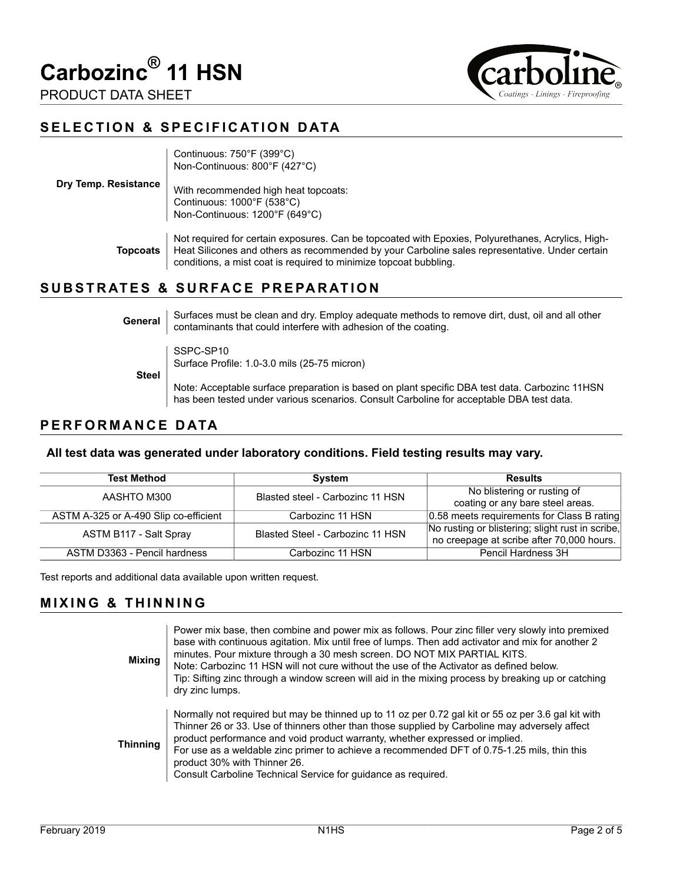# Carbozinc® 11 HSN

PRODUCT DATA SHEET

## SELECTION & SPECIFICATION DATA

**Dry Temp. Resistance**

Continuous: 750°F (399°C)
Non-Continuous: 800°F (427°C)

With recommended high heat topcoats:
Continuous: 1000°F (538°C)
Non-Continuous: 1200°F (649°C)

**Topcoats**

Not required for certain exposures. Can be topcoated with Epoxies, Polyurethanes, Acrylics, High-Heat Silicones and others as recommended by your Carboline sales representative. Under certain conditions, a mist coat is required to minimize topcoat bubbling.

## SUBSTRATES & SURFACE PREPARATION

**General**

Surfaces must be clean and dry. Employ adequate methods to remove dirt, dust, oil and all other contaminants that could interfere with adhesion of the coating.

**Steel**

SSPC-SP10
Surface Profile: 1.0-3.0 mils (25-75 micron)

Note: Acceptable surface preparation is based on plant specific DBA test data. Carbozinc 11HSN has been tested under various scenarios. Consult Carboline for acceptable DBA test data.

## PERFORMANCE DATA

**All test data was generated under laboratory conditions. Field testing results may vary.**

| Test Method | System | Results |
|---|---|---|
| AASHTO M300 | Blasted steel - Carbozinc 11 HSN | No blistering or rusting of coating or any bare steel areas. |
| ASTM A-325 or A-490 Slip co-efficient | Carbozinc 11 HSN | 0.58 meets requirements for Class B rating |
| ASTM B117 - Salt Spray | Blasted Steel - Carbozinc 11 HSN | No rusting or blistering; slight rust in scribe, no creepage at scribe after 70,000 hours. |
| ASTM D3363 - Pencil hardness | Carbozinc 11 HSN | Pencil Hardness 3H |

Test reports and additional data available upon written request.

## MIXING & THINNING

**Mixing**

Power mix base, then combine and power mix as follows. Pour zinc filler very slowly into premixed base with continuous agitation. Mix until free of lumps. Then add activator and mix for another 2 minutes. Pour mixture through a 30 mesh screen. DO NOT MIX PARTIAL KITS.
Note: Carbozinc 11 HSN will not cure without the use of the Activator as defined below.
Tip: Sifting zinc through a window screen will aid in the mixing process by breaking up or catching dry zinc lumps.

**Thinning**

Normally not required but may be thinned up to 11 oz per 0.72 gal kit or 55 oz per 3.6 gal kit with Thinner 26 or 33. Use of thinners other than those supplied by Carboline may adversely affect product performance and void product warranty, whether expressed or implied.
For use as a weldable zinc primer to achieve a recommended DFT of 0.75-1.25 mils, thin this product 30% with Thinner 26.
Consult Carboline Technical Service for guidance as required.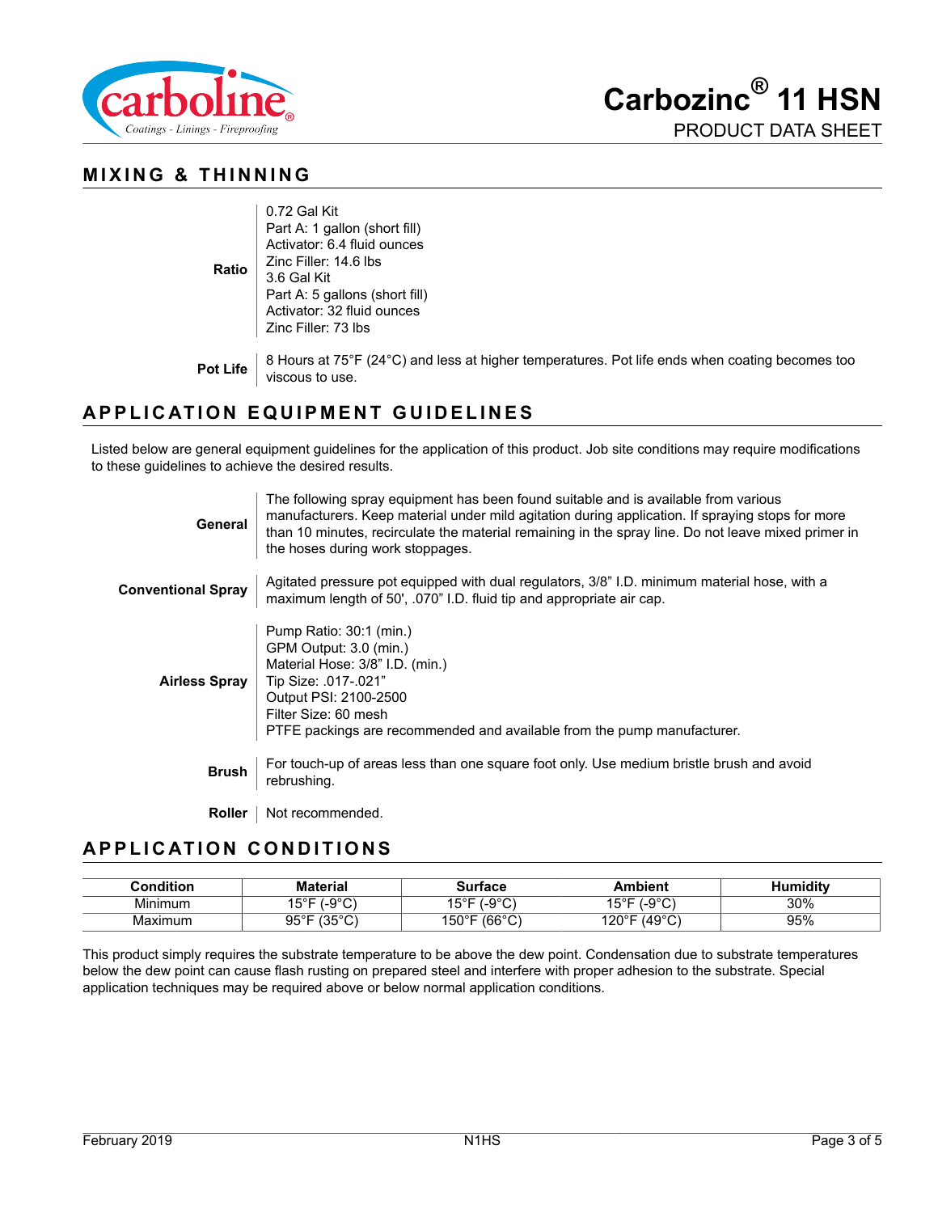## MIXING & THINNING

**Ratio**

0.72 Gal Kit
Part A: 1 gallon (short fill)
Activator: 6.4 fluid ounces
Zinc Filler: 14.6 lbs
3.6 Gal Kit
Part A: 5 gallons (short fill)
Activator: 32 fluid ounces
Zinc Filler: 73 lbs

**Pot Life**

8 Hours at 75°F (24°C) and less at higher temperatures. Pot life ends when coating becomes too viscous to use.

## APPLICATION EQUIPMENT GUIDELINES

Listed below are general equipment guidelines for the application of this product. Job site conditions may require modifications to these guidelines to achieve the desired results.

**General**

The following spray equipment has been found suitable and is available from various manufacturers. Keep material under mild agitation during application. If spraying stops for more than 10 minutes, recirculate the material remaining in the spray line. Do not leave mixed primer in the hoses during work stoppages.

**Conventional Spray**

Agitated pressure pot equipped with dual regulators, 3/8" I.D. minimum material hose, with a maximum length of 50', .070" I.D. fluid tip and appropriate air cap.

**Airless Spray**

Pump Ratio: 30:1 (min.)
GPM Output: 3.0 (min.)
Material Hose: 3/8" I.D. (min.)
Tip Size: .017-.021"
Output PSI: 2100-2500
Filter Size: 60 mesh
PTFE packings are recommended and available from the pump manufacturer.

**Brush**

For touch-up of areas less than one square foot only. Use medium bristle brush and avoid rebrushing.

**Roller**

Not recommended.

## APPLICATION CONDITIONS

| Condition | Material | Surface | Ambient | Humidity |
|---|---|---|---|---|
| Minimum | 15°F (-9°C) | 15°F (-9°C) | 15°F (-9°C) | 30% |
| Maximum | 95°F (35°C) | 150°F (66°C) | 120°F (49°C) | 95% |

This product simply requires the substrate temperature to be above the dew point. Condensation due to substrate temperatures below the dew point can cause flash rusting on prepared steel and interfere with proper adhesion to the substrate. Special application techniques may be required above or below normal application conditions.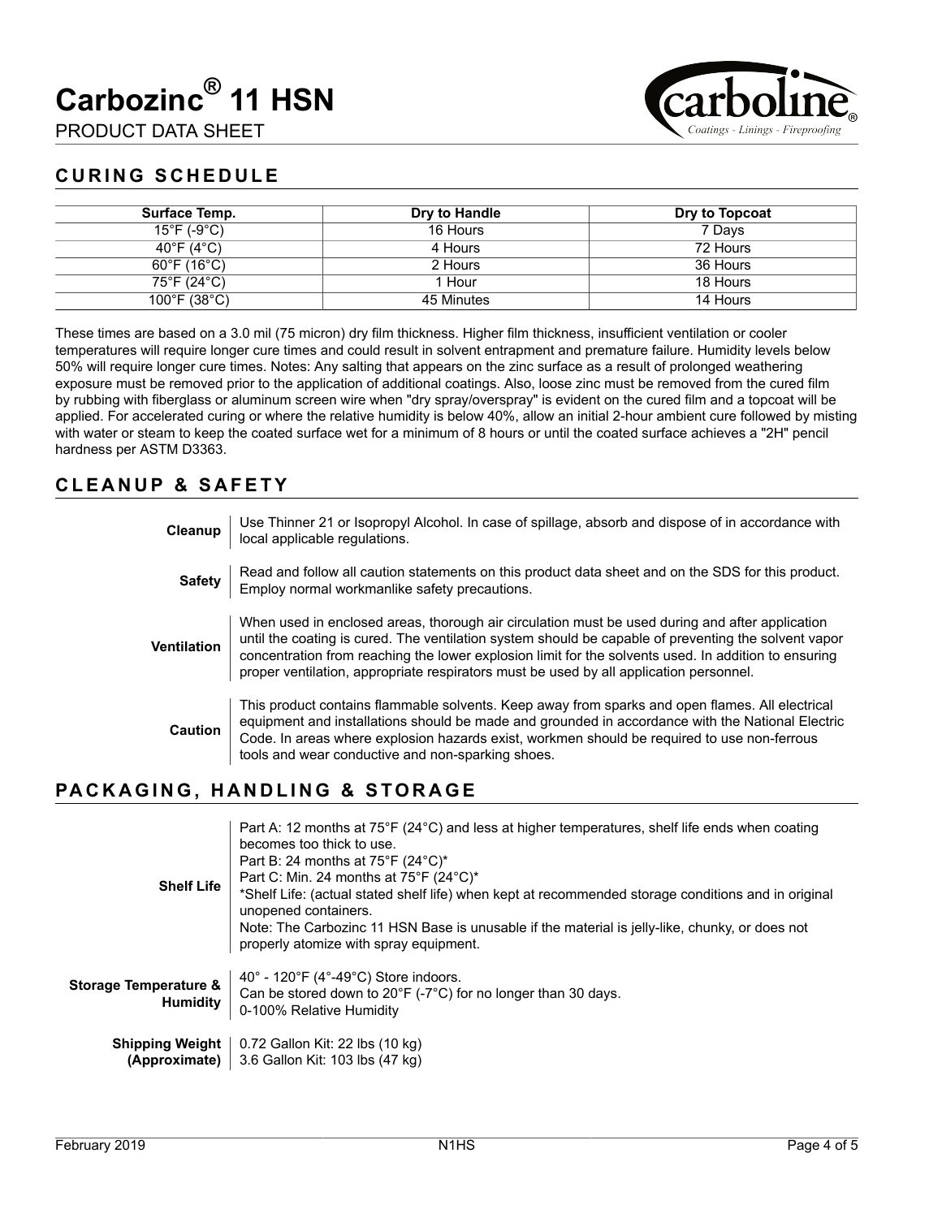# Carbozinc® 11 HSN

PRODUCT DATA SHEET

## CURING SCHEDULE

| Surface Temp. | Dry to Handle | Dry to Topcoat |
| --- | --- | --- |
| 15°F (-9°C) | 16 Hours | 7 Days |
| 40°F (4°C) | 4 Hours | 72 Hours |
| 60°F (16°C) | 2 Hours | 36 Hours |
| 75°F (24°C) | 1 Hour | 18 Hours |
| 100°F (38°C) | 45 Minutes | 14 Hours |

These times are based on a 3.0 mil (75 micron) dry film thickness. Higher film thickness, insufficient ventilation or cooler temperatures will require longer cure times and could result in solvent entrapment and premature failure. Humidity levels below 50% will require longer cure times. Notes: Any salting that appears on the zinc surface as a result of prolonged weathering exposure must be removed prior to the application of additional coatings. Also, loose zinc must be removed from the cured film by rubbing with fiberglass or aluminum screen wire when "dry spray/overspray" is evident on the cured film and a topcoat will be applied. For accelerated curing or where the relative humidity is below 40%, allow an initial 2-hour ambient cure followed by misting with water or steam to keep the coated surface wet for a minimum of 8 hours or until the coated surface achieves a "2H" pencil hardness per ASTM D3363.

## CLEANUP & SAFETY

**Cleanup**
Use Thinner 21 or Isopropyl Alcohol. In case of spillage, absorb and dispose of in accordance with local applicable regulations.

**Safety**
Read and follow all caution statements on this product data sheet and on the SDS for this product. Employ normal workmanlike safety precautions.

**Ventilation**
When used in enclosed areas, thorough air circulation must be used during and after application until the coating is cured. The ventilation system should be capable of preventing the solvent vapor concentration from reaching the lower explosion limit for the solvents used. In addition to ensuring proper ventilation, appropriate respirators must be used by all application personnel.

**Caution**
This product contains flammable solvents. Keep away from sparks and open flames. All electrical equipment and installations should be made and grounded in accordance with the National Electric Code. In areas where explosion hazards exist, workmen should be required to use non-ferrous tools and wear conductive and non-sparking shoes.

## PACKAGING, HANDLING & STORAGE

**Shelf Life**
Part A: 12 months at 75°F (24°C) and less at higher temperatures, shelf life ends when coating becomes too thick to use.
Part B: 24 months at 75°F (24°C)*
Part C: Min. 24 months at 75°F (24°C)*
*Shelf Life: (actual stated shelf life) when kept at recommended storage conditions and in original unopened containers.
Note: The Carbozinc 11 HSN Base is unusable if the material is jelly-like, chunky, or does not properly atomize with spray equipment.

**Storage Temperature & Humidity**
40° - 120°F (4°-49°C) Store indoors.
Can be stored down to 20°F (-7°C) for no longer than 30 days.
0-100% Relative Humidity

**Shipping Weight (Approximate)**
0.72 Gallon Kit: 22 lbs (10 kg)
3.6 Gallon Kit: 103 lbs (47 kg)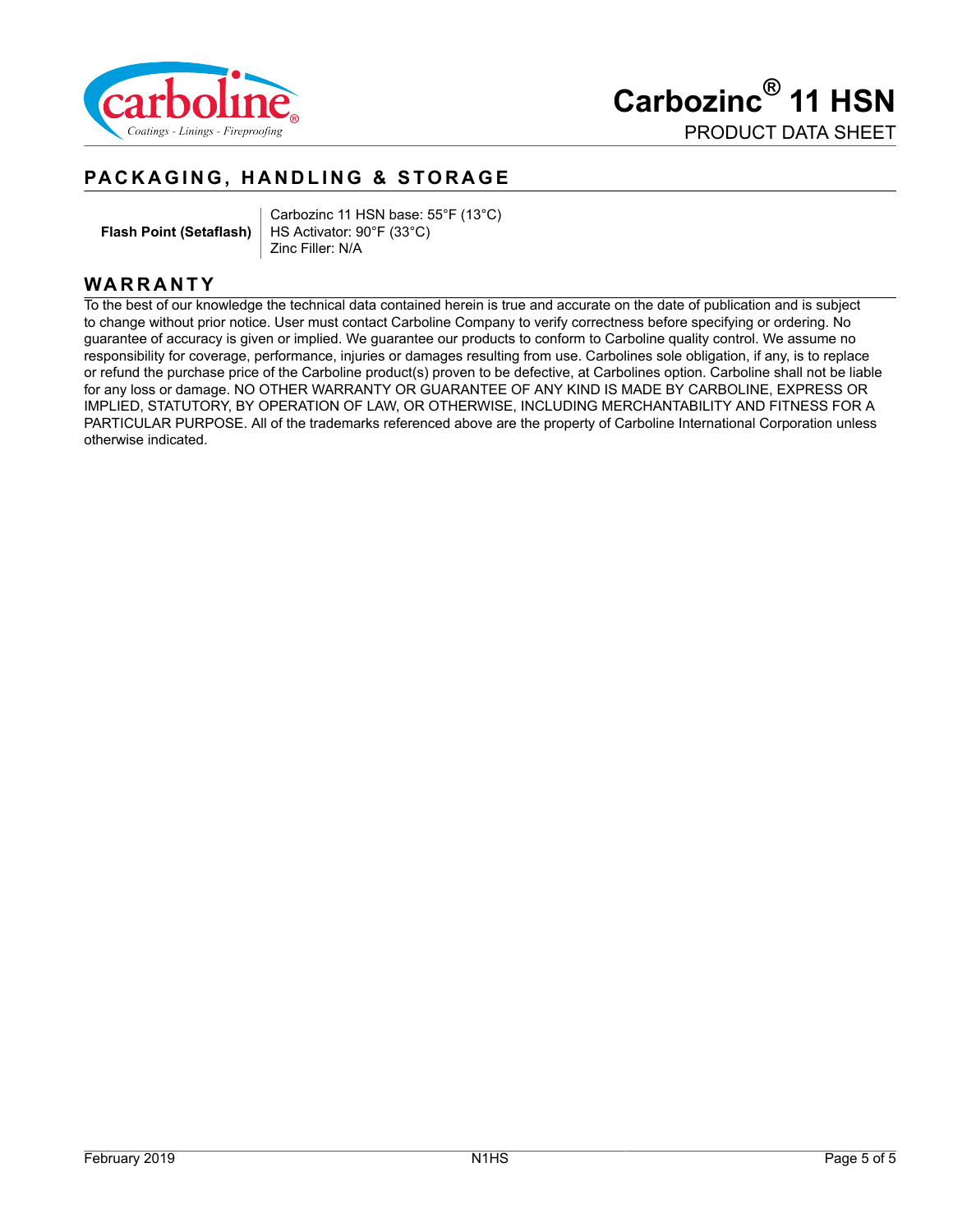## PACKAGING, HANDLING & STORAGE

| | |
|---|---|
| **Flash Point (Setaflash)** | Carbozinc 11 HSN base: 55°F (13°C)<br>HS Activator: 90°F (33°C)<br>Zinc Filler: N/A |

## WARRANTY

To the best of our knowledge the technical data contained herein is true and accurate on the date of publication and is subject to change without prior notice. User must contact Carboline Company to verify correctness before specifying or ordering. No guarantee of accuracy is given or implied. We guarantee our products to conform to Carboline quality control. We assume no responsibility for coverage, performance, injuries or damages resulting from use. Carbolines sole obligation, if any, is to replace or refund the purchase price of the Carboline product(s) proven to be defective, at Carbolines option. Carboline shall not be liable for any loss or damage. NO OTHER WARRANTY OR GUARANTEE OF ANY KIND IS MADE BY CARBOLINE, EXPRESS OR IMPLIED, STATUTORY, BY OPERATION OF LAW, OR OTHERWISE, INCLUDING MERCHANTABILITY AND FITNESS FOR A PARTICULAR PURPOSE. All of the trademarks referenced above are the property of Carboline International Corporation unless otherwise indicated.